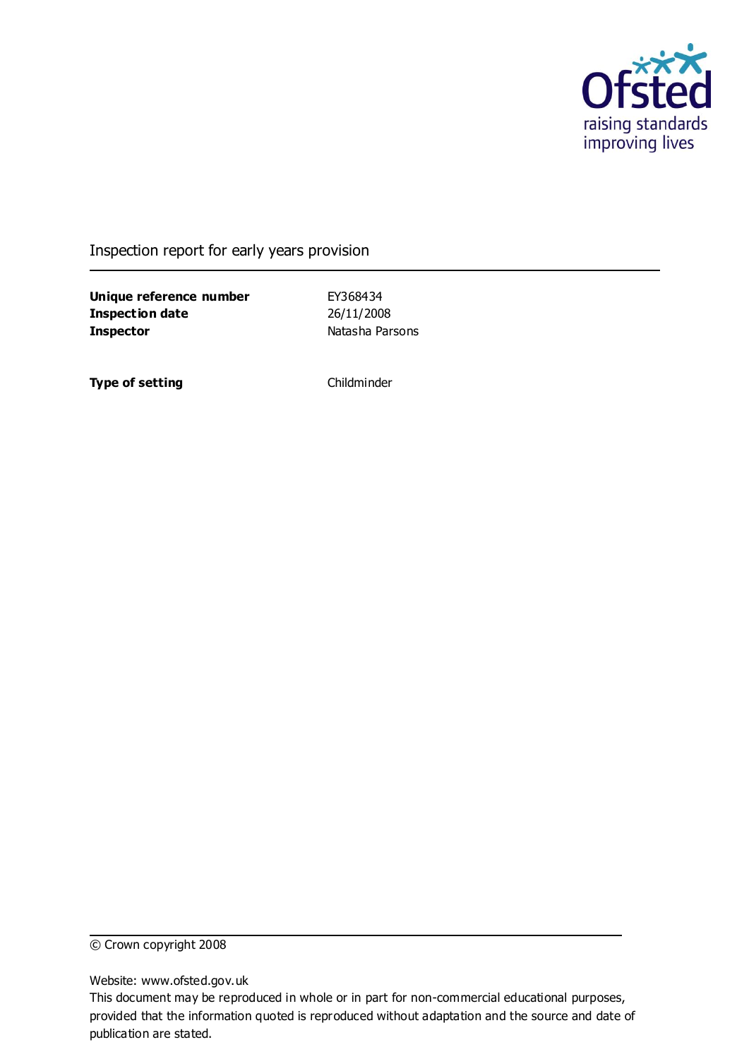Inspection report for early years provision

| | |
|---|---|
| **Unique reference number** | EY368434 |
| **Inspection date** | 26/11/2008 |
| **Inspector** | Natasha Parsons |
| | |
| **Type of setting** | Childminder |

© Crown copyright 2008

Website: www.ofsted.gov.uk

This document may be reproduced in whole or in part for non-commercial educational purposes, provided that the information quoted is reproduced without adaptation and the source and date of publication are stated.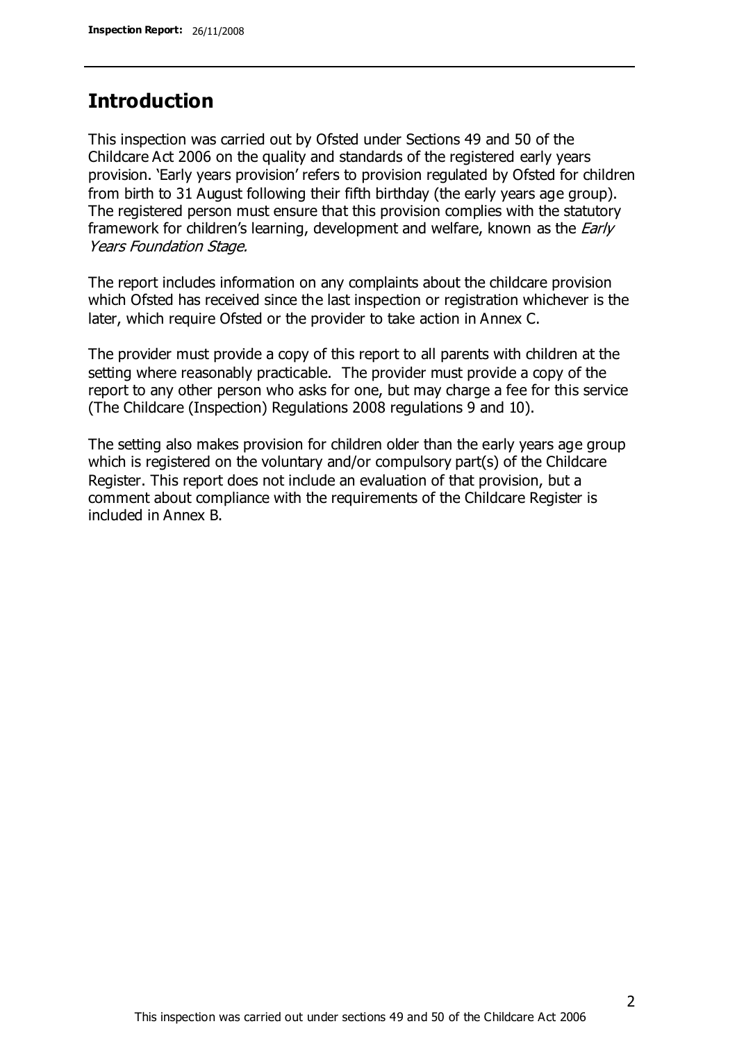## Introduction

This inspection was carried out by Ofsted under Sections 49 and 50 of the Childcare Act 2006 on the quality and standards of the registered early years provision. 'Early years provision' refers to provision regulated by Ofsted for children from birth to 31 August following their fifth birthday (the early years age group). The registered person must ensure that this provision complies with the statutory framework for children's learning, development and welfare, known as the *Early Years Foundation Stage.*

The report includes information on any complaints about the childcare provision which Ofsted has received since the last inspection or registration whichever is the later, which require Ofsted or the provider to take action in Annex C.

The provider must provide a copy of this report to all parents with children at the setting where reasonably practicable. The provider must provide a copy of the report to any other person who asks for one, but may charge a fee for this service (The Childcare (Inspection) Regulations 2008 regulations 9 and 10).

The setting also makes provision for children older than the early years age group which is registered on the voluntary and/or compulsory part(s) of the Childcare Register. This report does not include an evaluation of that provision, but a comment about compliance with the requirements of the Childcare Register is included in Annex B.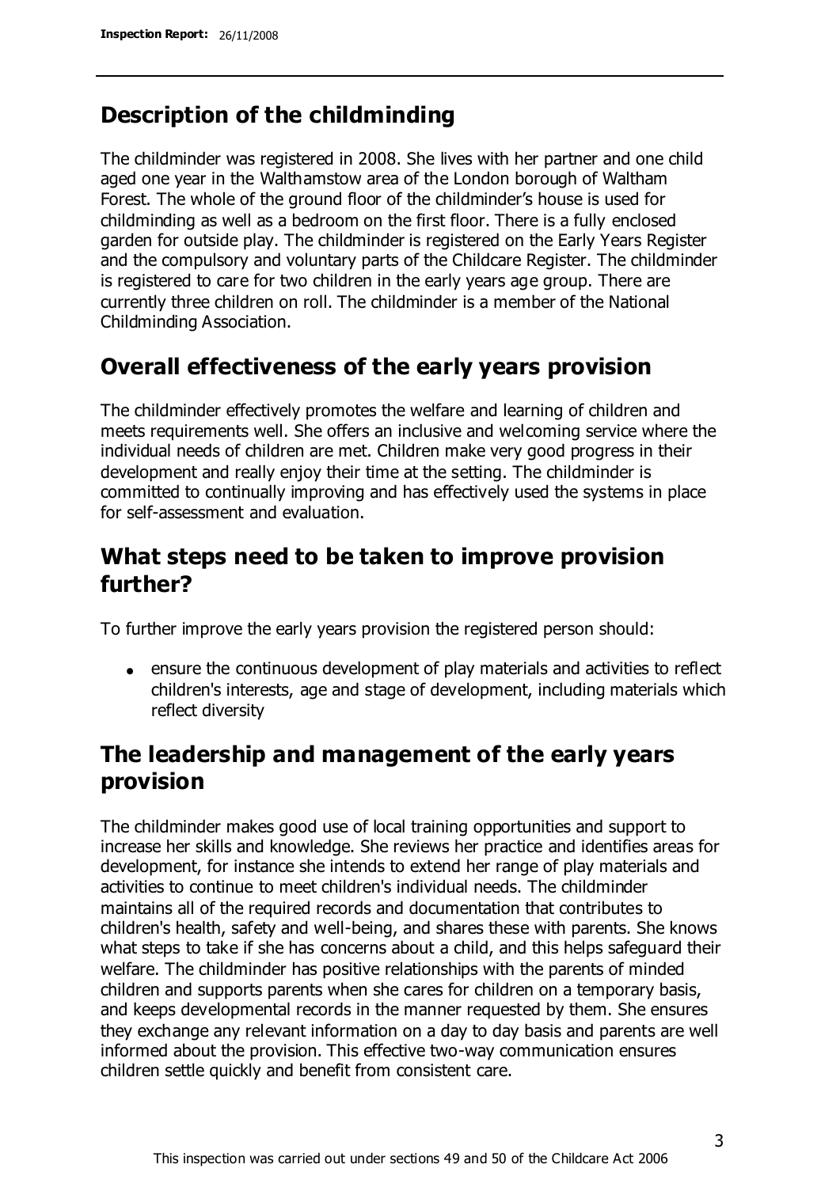## Description of the childminding

The childminder was registered in 2008. She lives with her partner and one child aged one year in the Walthamstow area of the London borough of Waltham Forest. The whole of the ground floor of the childminder's house is used for childminding as well as a bedroom on the first floor. There is a fully enclosed garden for outside play. The childminder is registered on the Early Years Register and the compulsory and voluntary parts of the Childcare Register. The childminder is registered to care for two children in the early years age group. There are currently three children on roll. The childminder is a member of the National Childminding Association.

## Overall effectiveness of the early years provision

The childminder effectively promotes the welfare and learning of children and meets requirements well. She offers an inclusive and welcoming service where the individual needs of children are met. Children make very good progress in their development and really enjoy their time at the setting. The childminder is committed to continually improving and has effectively used the systems in place for self-assessment and evaluation.

## What steps need to be taken to improve provision further?

To further improve the early years provision the registered person should:

- ensure the continuous development of play materials and activities to reflect children's interests, age and stage of development, including materials which reflect diversity

## The leadership and management of the early years provision

The childminder makes good use of local training opportunities and support to increase her skills and knowledge. She reviews her practice and identifies areas for development, for instance she intends to extend her range of play materials and activities to continue to meet children's individual needs. The childminder maintains all of the required records and documentation that contributes to children's health, safety and well-being, and shares these with parents. She knows what steps to take if she has concerns about a child, and this helps safeguard their welfare. The childminder has positive relationships with the parents of minded children and supports parents when she cares for children on a temporary basis, and keeps developmental records in the manner requested by them. She ensures they exchange any relevant information on a day to day basis and parents are well informed about the provision. This effective two-way communication ensures children settle quickly and benefit from consistent care.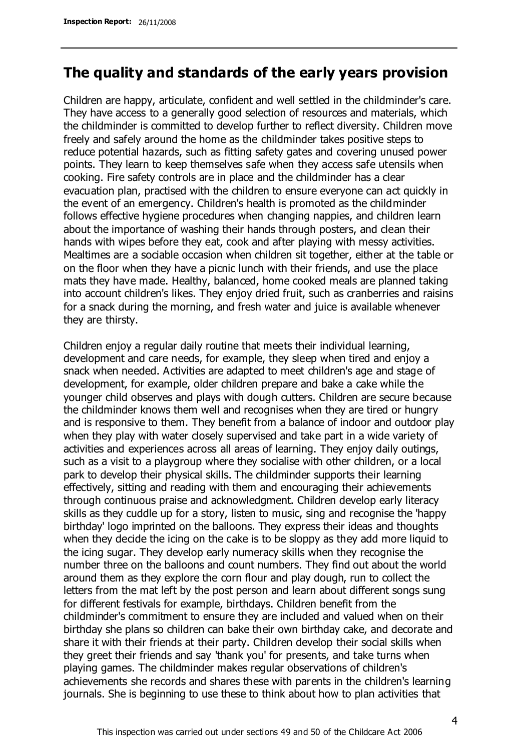## The quality and standards of the early years provision

Children are happy, articulate, confident and well settled in the childminder's care. They have access to a generally good selection of resources and materials, which the childminder is committed to develop further to reflect diversity. Children move freely and safely around the home as the childminder takes positive steps to reduce potential hazards, such as fitting safety gates and covering unused power points. They learn to keep themselves safe when they access safe utensils when cooking. Fire safety controls are in place and the childminder has a clear evacuation plan, practised with the children to ensure everyone can act quickly in the event of an emergency. Children's health is promoted as the childminder follows effective hygiene procedures when changing nappies, and children learn about the importance of washing their hands through posters, and clean their hands with wipes before they eat, cook and after playing with messy activities. Mealtimes are a sociable occasion when children sit together, either at the table or on the floor when they have a picnic lunch with their friends, and use the place mats they have made. Healthy, balanced, home cooked meals are planned taking into account children's likes. They enjoy dried fruit, such as cranberries and raisins for a snack during the morning, and fresh water and juice is available whenever they are thirsty.

Children enjoy a regular daily routine that meets their individual learning, development and care needs, for example, they sleep when tired and enjoy a snack when needed. Activities are adapted to meet children's age and stage of development, for example, older children prepare and bake a cake while the younger child observes and plays with dough cutters. Children are secure because the childminder knows them well and recognises when they are tired or hungry and is responsive to them. They benefit from a balance of indoor and outdoor play when they play with water closely supervised and take part in a wide variety of activities and experiences across all areas of learning. They enjoy daily outings, such as a visit to a playgroup where they socialise with other children, or a local park to develop their physical skills. The childminder supports their learning effectively, sitting and reading with them and encouraging their achievements through continuous praise and acknowledgment. Children develop early literacy skills as they cuddle up for a story, listen to music, sing and recognise the 'happy birthday' logo imprinted on the balloons. They express their ideas and thoughts when they decide the icing on the cake is to be sloppy as they add more liquid to the icing sugar. They develop early numeracy skills when they recognise the number three on the balloons and count numbers. They find out about the world around them as they explore the corn flour and play dough, run to collect the letters from the mat left by the post person and learn about different songs sung for different festivals for example, birthdays. Children benefit from the childminder's commitment to ensure they are included and valued when on their birthday she plans so children can bake their own birthday cake, and decorate and share it with their friends at their party. Children develop their social skills when they greet their friends and say 'thank you' for presents, and take turns when playing games. The childminder makes regular observations of children's achievements she records and shares these with parents in the children's learning journals. She is beginning to use these to think about how to plan activities that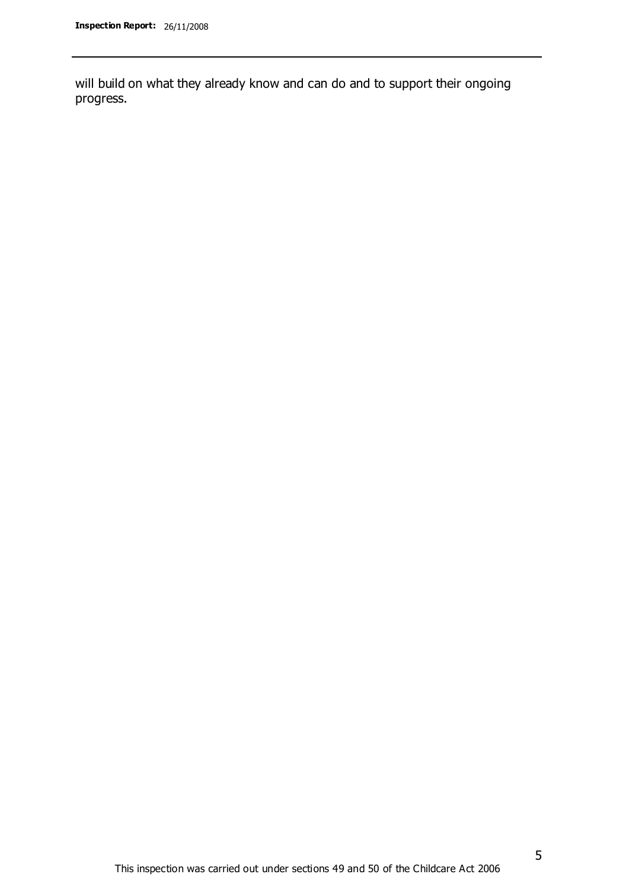will build on what they already know and can do and to support their ongoing progress.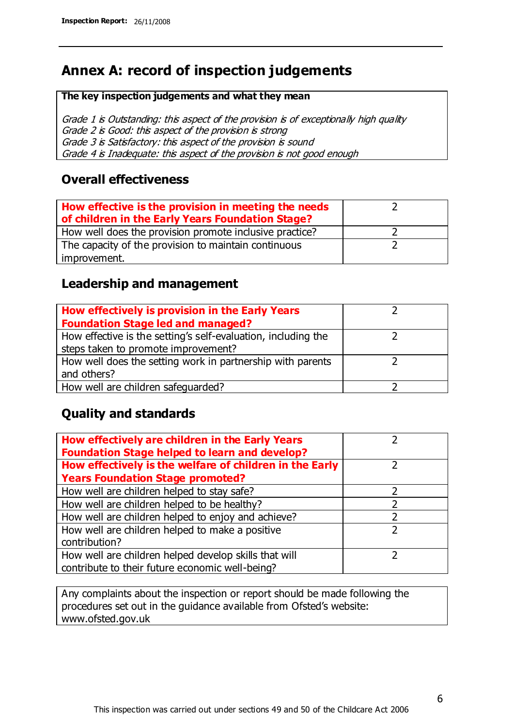# Annex A: record of inspection judgements

**The key inspection judgements and what they mean**

*Grade 1 is Outstanding: this aspect of the provision is of exceptionally high quality*
*Grade 2 is Good: this aspect of the provision is strong*
*Grade 3 is Satisfactory: this aspect of the provision is sound*
*Grade 4 is Inadequate: this aspect of the provision is not good enough*

## Overall effectiveness

| | |
|---|---|
| **How effective is the provision in meeting the needs of children in the Early Years Foundation Stage?** | 2 |
| How well does the provision promote inclusive practice? | 2 |
| The capacity of the provision to maintain continuous improvement. | 2 |

## Leadership and management

| | |
|---|---|
| **How effectively is provision in the Early Years Foundation Stage led and managed?** | 2 |
| How effective is the setting's self-evaluation, including the steps taken to promote improvement? | 2 |
| How well does the setting work in partnership with parents and others? | 2 |
| How well are children safeguarded? | 2 |

## Quality and standards

| | |
|---|---|
| **How effectively are children in the Early Years Foundation Stage helped to learn and develop?** | 2 |
| **How effectively is the welfare of children in the Early Years Foundation Stage promoted?** | 2 |
| How well are children helped to stay safe? | 2 |
| How well are children helped to be healthy? | 2 |
| How well are children helped to enjoy and achieve? | 2 |
| How well are children helped to make a positive contribution? | 2 |
| How well are children helped develop skills that will contribute to their future economic well-being? | 2 |

Any complaints about the inspection or report should be made following the procedures set out in the guidance available from Ofsted's website: www.ofsted.gov.uk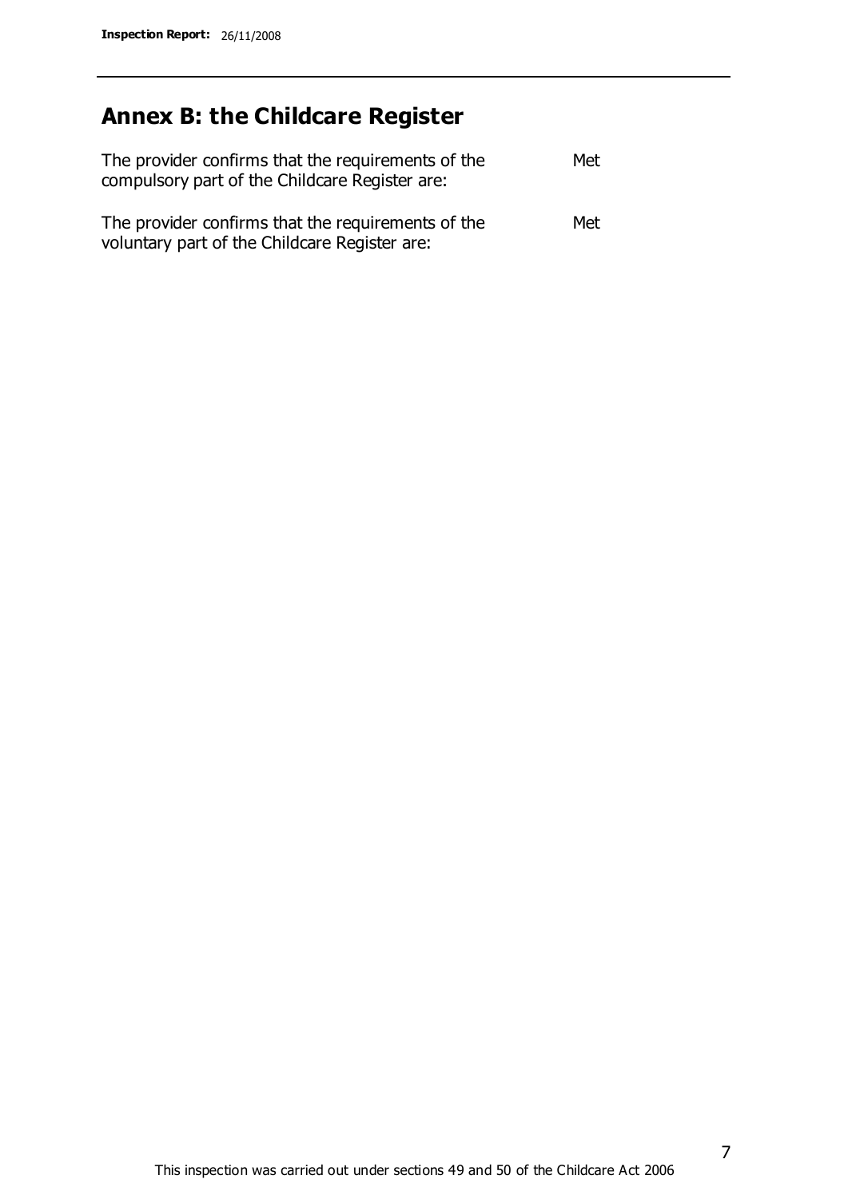## Annex B: the Childcare Register

| | |
|---|---|
| The provider confirms that the requirements of the compulsory part of the Childcare Register are: | Met |
| The provider confirms that the requirements of the voluntary part of the Childcare Register are: | Met |

This inspection was carried out under sections 49 and 50 of the Childcare Act 2006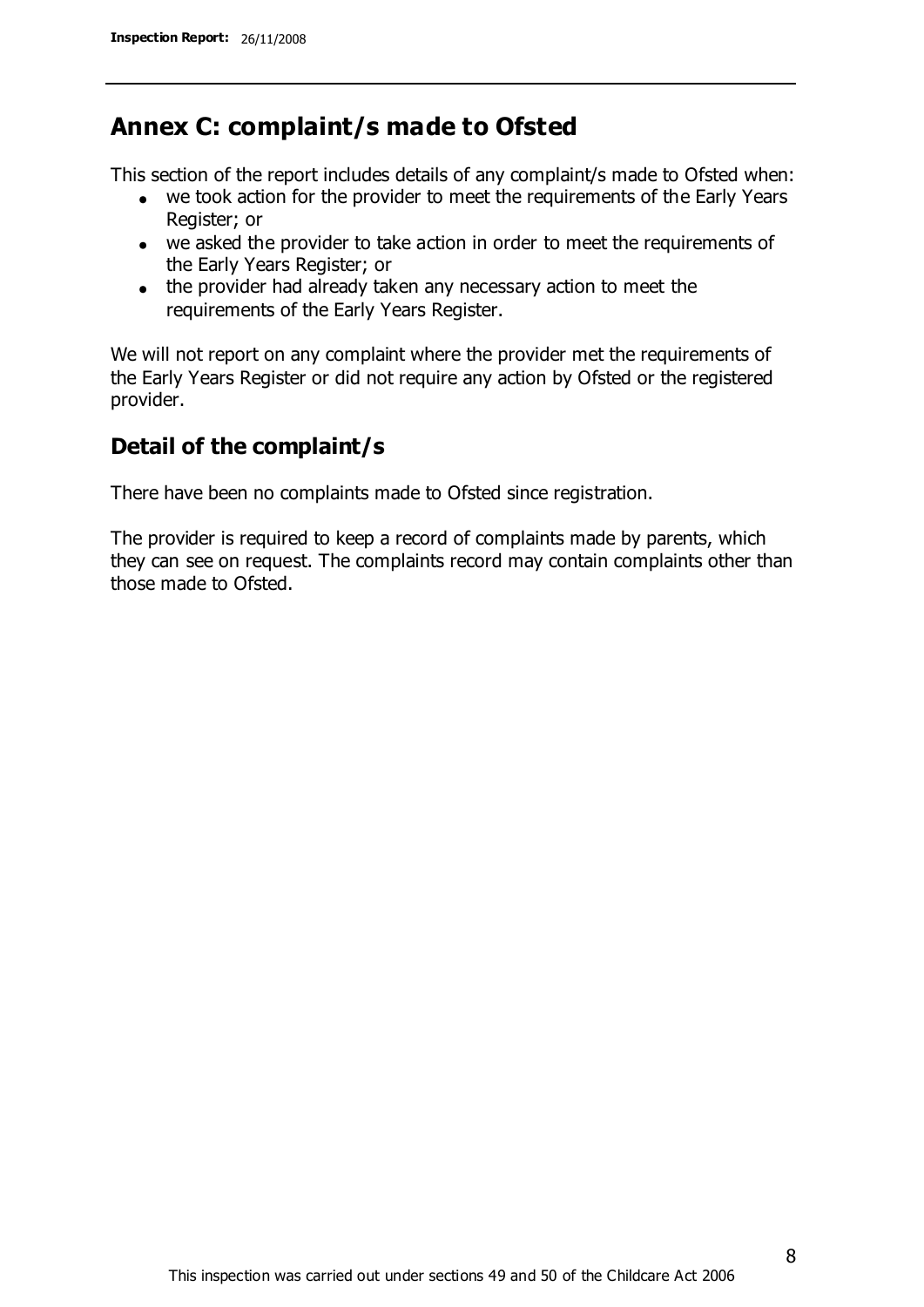## Annex C: complaint/s made to Ofsted

This section of the report includes details of any complaint/s made to Ofsted when:

- we took action for the provider to meet the requirements of the Early Years Register; or
- we asked the provider to take action in order to meet the requirements of the Early Years Register; or
- the provider had already taken any necessary action to meet the requirements of the Early Years Register.

We will not report on any complaint where the provider met the requirements of the Early Years Register or did not require any action by Ofsted or the registered provider.

### Detail of the complaint/s

There have been no complaints made to Ofsted since registration.

The provider is required to keep a record of complaints made by parents, which they can see on request. The complaints record may contain complaints other than those made to Ofsted.